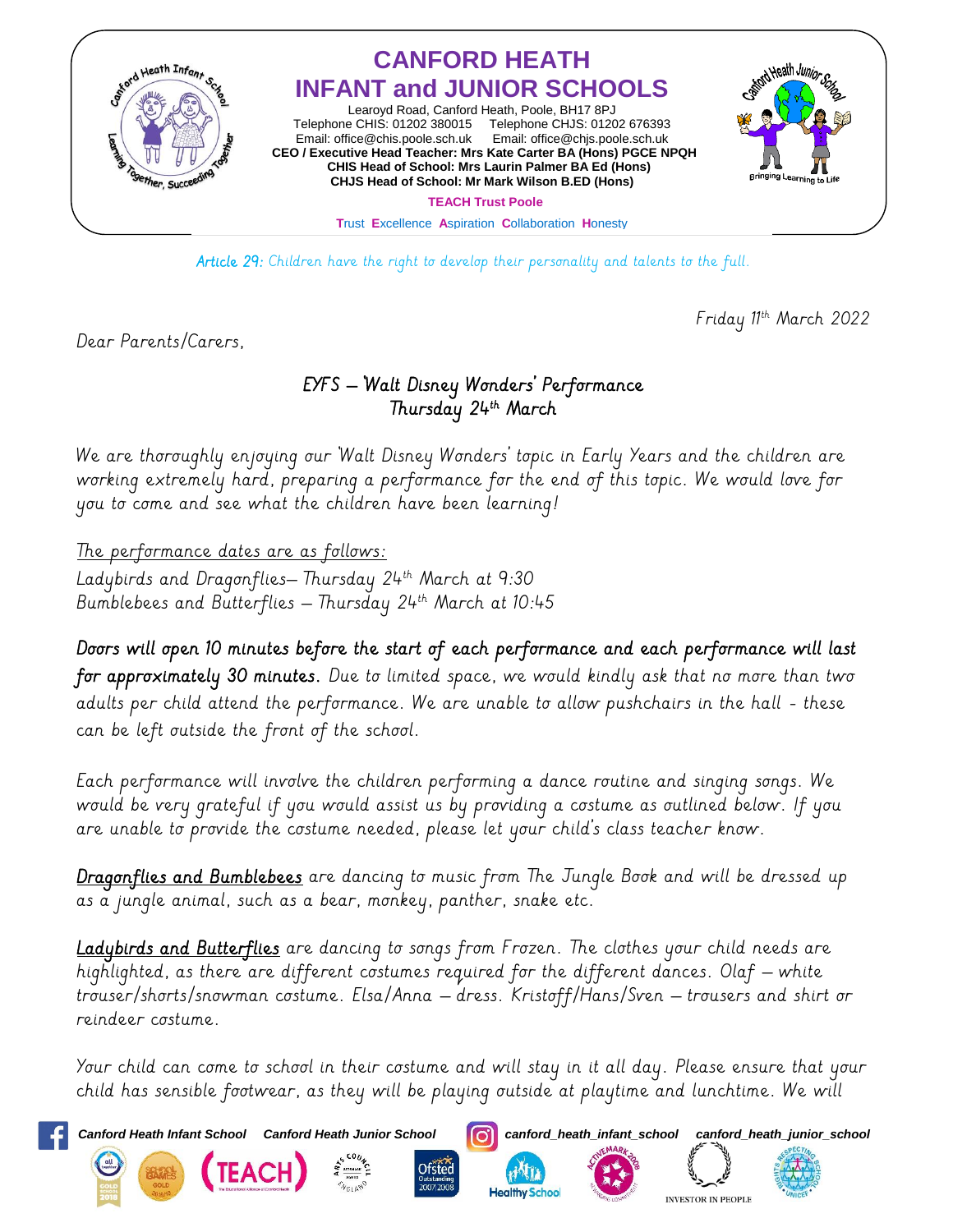# CANFORD HEATH INFANT and JUNIOR SCHOOLS

Learoyd Road, Canford Heath, Poole, BH17 8PJ
Telephone CHIS: 01202 380015    Telephone CHJS: 01202 676393
Email: office@chis.poole.sch.uk    Email: office@chjs.poole.sch.uk
**CEO / Executive Head Teacher: Mrs Kate Carter BA (Hons) PGCE NPQH**
**CHIS Head of School: Mrs Laurin Palmer BA Ed (Hons)**
**CHJS Head of School: Mr Mark Wilson B.ED (Hons)**

**TEACH Trust Poole**

Trust Excellence Aspiration Collaboration Honesty

*Article 29: Children have the right to develop their personality and talents to the full.*

Friday 11th March 2022

Dear Parents/Carers,

## EYFS – 'Walt Disney Wonders' Performance
## Thursday 24th March

We are thoroughly enjoying our 'Walt Disney Wonders' topic in Early Years and the children are working extremely hard, preparing a performance for the end of this topic. We would love for you to come and see what the children have been learning!

The performance dates are as follows:
Ladybirds and Dragonflies– Thursday 24th March at 9:30
Bumblebees and Butterflies – Thursday 24th March at 10:45

**Doors will open 10 minutes before the start of each performance and each performance will last for approximately 30 minutes.** Due to limited space, we would kindly ask that no more than two adults per child attend the performance. We are unable to allow pushchairs in the hall - these can be left outside the front of the school.

Each performance will involve the children performing a dance routine and singing songs. We would be very grateful if you would assist us by providing a costume as outlined below. If you are unable to provide the costume needed, please let your child's class teacher know.

**Dragonflies and Bumblebees** are dancing to music from The Jungle Book and will be dressed up as a jungle animal, such as a bear, monkey, panther, snake etc.

**Ladybirds and Butterflies** are dancing to songs from Frozen. The clothes your child needs are highlighted, as there are different costumes required for the different dances. Olaf – white trouser/shorts/snowman costume. Elsa/Anna – dress. Kristoff/Hans/Sven – trousers and shirt or reindeer costume.

Your child can come to school in their costume and will stay in it all day. Please ensure that your child has sensible footwear, as they will be playing outside at playtime and lunchtime. We will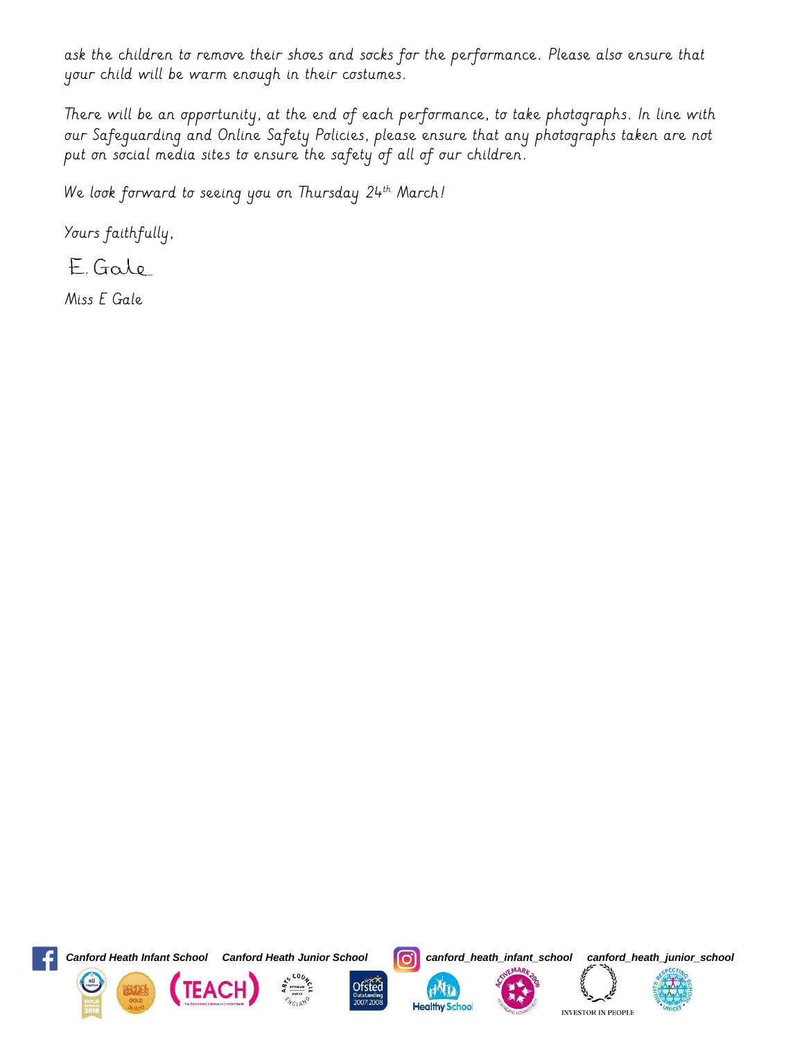ask the children to remove their shoes and socks for the performance. Please also ensure that your child will be warm enough in their costumes.

There will be an opportunity, at the end of each performance, to take photographs. In line with our Safeguarding and Online Safety Policies, please ensure that any photographs taken are not put on social media sites to ensure the safety of all of our children.

We look forward to seeing you on Thursday 24th March!

Yours faithfully,

E. Gale

Miss E Gale